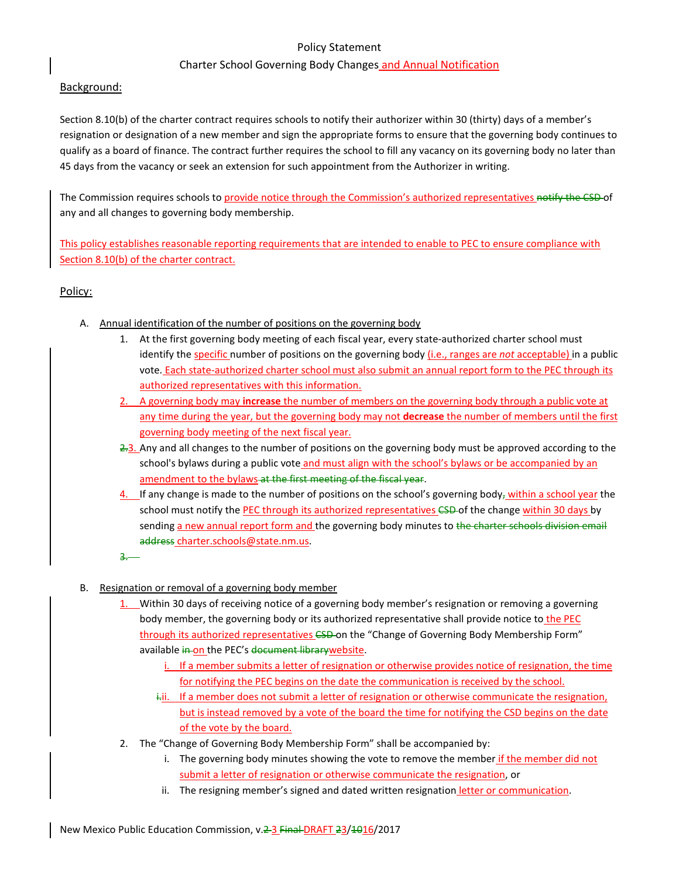Policy Statement

Charter School Governing Body Changes and Annual Notification

## Background:

Section 8.10(b) of the charter contract requires schools to notify their authorizer within 30 (thirty) days of a member's resignation or designation of a new member and sign the appropriate forms to ensure that the governing body continues to qualify as a board of finance. The contract further requires the school to fill any vacancy on its governing body no later than 45 days from the vacancy or seek an extension for such appointment from the Authorizer in writing.

The Commission requires schools to provide notice through the Commission's authorized representatives ~~notify the CSD~~ of any and all changes to governing body membership.

This policy establishes reasonable reporting requirements that are intended to enable to PEC to ensure compliance with Section 8.10(b) of the charter contract.

## Policy:

A. Annual identification of the number of positions on the governing body

1. At the first governing body meeting of each fiscal year, every state-authorized charter school must identify the specific number of positions on the governing body (i.e., ranges are *not* acceptable) in a public vote. Each state-authorized charter school must also submit an annual report form to the PEC through its authorized representatives with this information.
2. A governing body may **increase** the number of members on the governing body through a public vote at any time during the year, but the governing body may not **decrease** the number of members until the first governing body meeting of the next fiscal year.
3. ~~2.~~ Any and all changes to the number of positions on the governing body must be approved according to the school's bylaws during a public vote and must align with the school's bylaws or be accompanied by an amendment to the bylaws ~~at the first meeting of the fiscal year~~.
4. If any change is made to the number of positions on the school's governing body~~,~~ within a school year the school must notify the PEC through its authorized representatives ~~CSD~~ of the change within 30 days by sending a new annual report form and the governing body minutes to ~~the charter schools division email address~~ charter.schools@state.nm.us.

~~3.~~

B. Resignation or removal of a governing body member

1. Within 30 days of receiving notice of a governing body member's resignation or removing a governing body member, the governing body or its authorized representative shall provide notice to the PEC through its authorized representatives ~~CSD~~ on the "Change of Governing Body Membership Form" available ~~in~~ on the PEC's ~~document library~~website.
   i. If a member submits a letter of resignation or otherwise provides notice of resignation, the time for notifying the PEC begins on the date the communication is received by the school.
   ~~i.~~ii. If a member does not submit a letter of resignation or otherwise communicate the resignation, but is instead removed by a vote of the board the time for notifying the CSD begins on the date of the vote by the board.
2. The "Change of Governing Body Membership Form" shall be accompanied by:
   i. The governing body minutes showing the vote to remove the member if the member did not submit a letter of resignation or otherwise communicate the resignation, or
   ii. The resigning member's signed and dated written resignation letter or communication.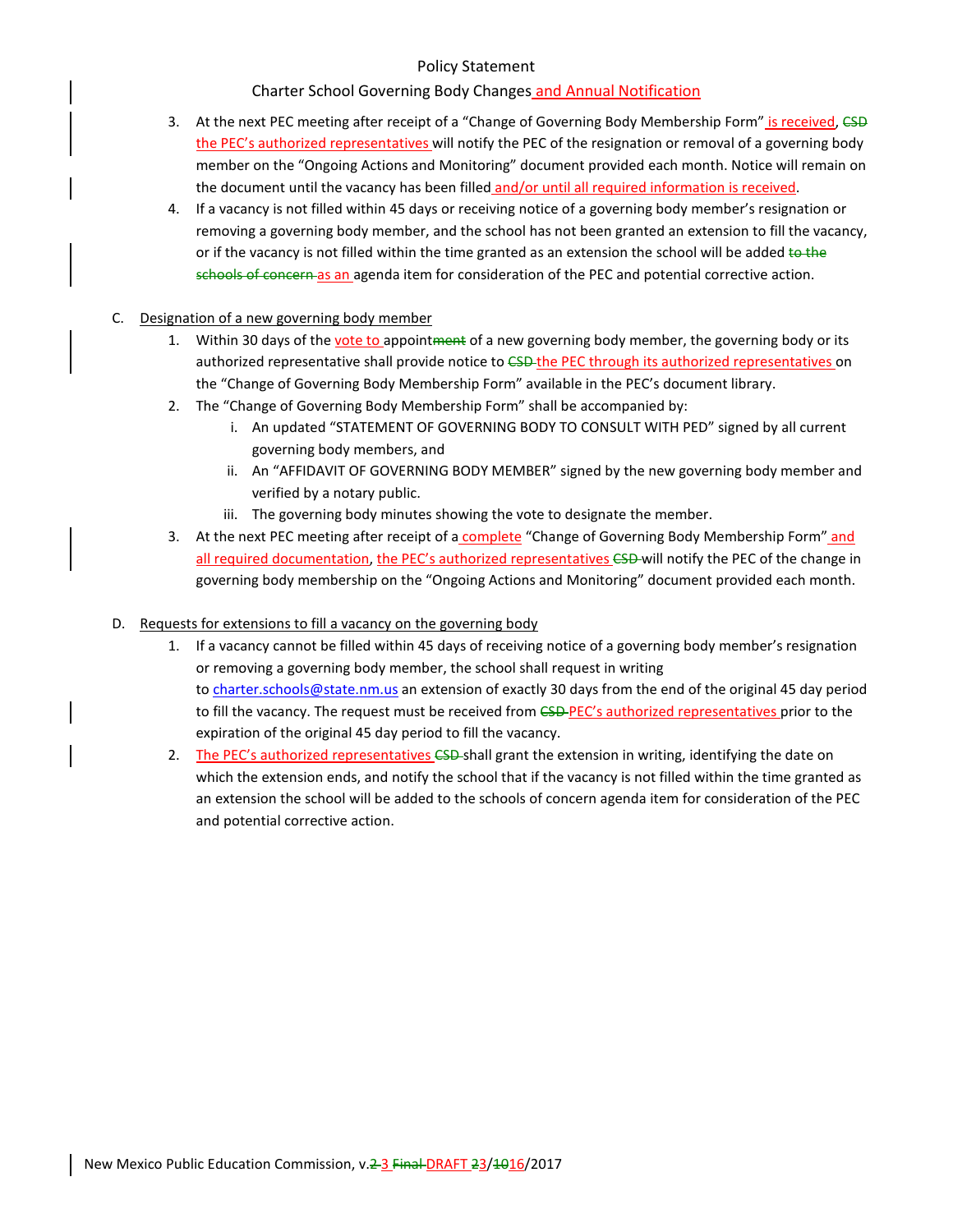3. At the next PEC meeting after receipt of a "Change of Governing Body Membership Form" is received, ~~CSD~~ the PEC's authorized representatives will notify the PEC of the resignation or removal of a governing body member on the "Ongoing Actions and Monitoring" document provided each month. Notice will remain on the document until the vacancy has been filled and/or until all required information is received.
4. If a vacancy is not filled within 45 days or receiving notice of a governing body member's resignation or removing a governing body member, and the school has not been granted an extension to fill the vacancy, or if the vacancy is not filled within the time granted as an extension the school will be added ~~to the schools of concern~~ as an agenda item for consideration of the PEC and potential corrective action.

C. Designation of a new governing body member

1. Within 30 days of the vote to appoint~~ment~~ of a new governing body member, the governing body or its authorized representative shall provide notice to ~~CSD~~ the PEC through its authorized representatives on the "Change of Governing Body Membership Form" available in the PEC's document library.
2. The "Change of Governing Body Membership Form" shall be accompanied by:
   i. An updated "STATEMENT OF GOVERNING BODY TO CONSULT WITH PED" signed by all current governing body members, and
   ii. An "AFFIDAVIT OF GOVERNING BODY MEMBER" signed by the new governing body member and verified by a notary public.
   iii. The governing body minutes showing the vote to designate the member.
3. At the next PEC meeting after receipt of a complete "Change of Governing Body Membership Form" and all required documentation, the PEC's authorized representatives ~~CSD~~ will notify the PEC of the change in governing body membership on the "Ongoing Actions and Monitoring" document provided each month.

D. Requests for extensions to fill a vacancy on the governing body

1. If a vacancy cannot be filled within 45 days of receiving notice of a governing body member's resignation or removing a governing body member, the school shall request in writing to charter.schools@state.nm.us an extension of exactly 30 days from the end of the original 45 day period to fill the vacancy. The request must be received from ~~CSD~~ PEC's authorized representatives prior to the expiration of the original 45 day period to fill the vacancy.
2. The PEC's authorized representatives ~~CSD~~ shall grant the extension in writing, identifying the date on which the extension ends, and notify the school that if the vacancy is not filled within the time granted as an extension the school will be added to the schools of concern agenda item for consideration of the PEC and potential corrective action.